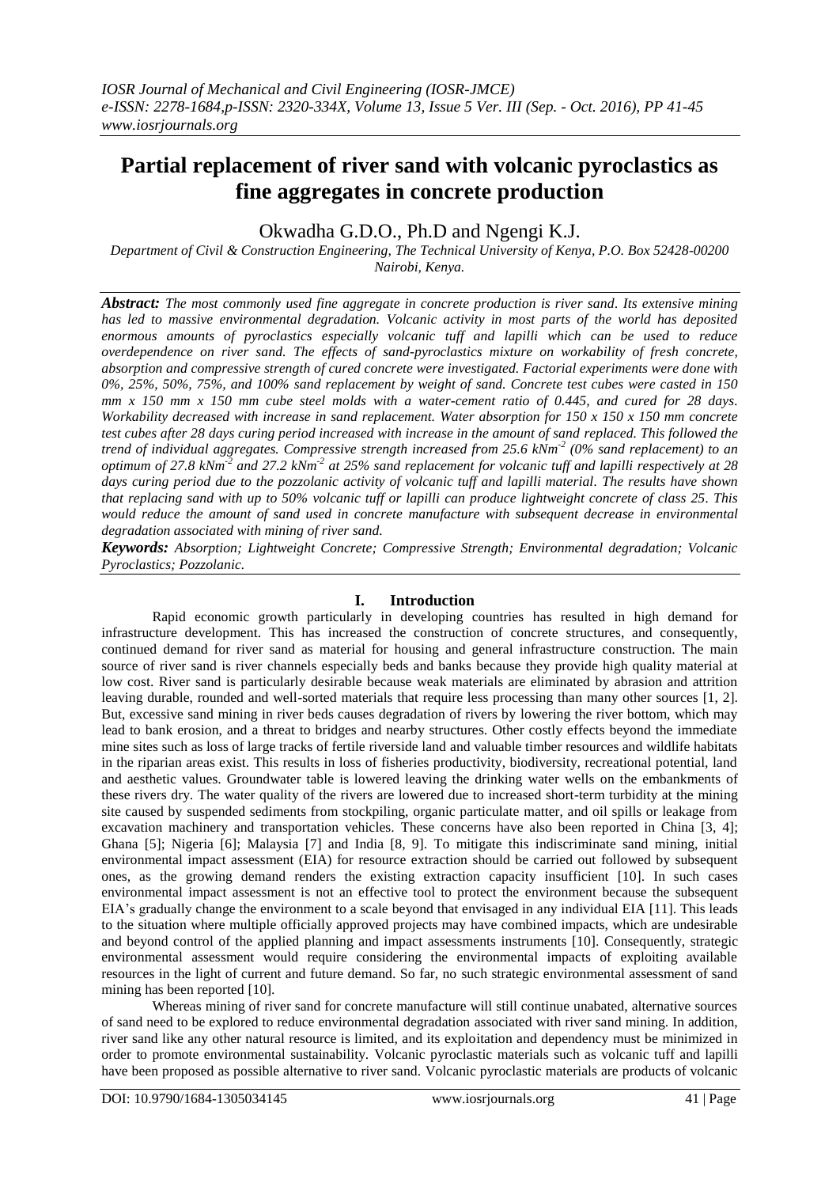// Document ID: 4b342e28486b
# Partial replacement of river sand with volcanic pyroclastics as fine aggregates in concrete production

Okwadha G.D.O., Ph.D and Ngengi K.J.

*Department of Civil & Construction Engineering, The Technical University of Kenya, P.O. Box 52428-00200 Nairobi, Kenya.*

***Abstract:** The most commonly used fine aggregate in concrete production is river sand. Its extensive mining has led to massive environmental degradation. Volcanic activity in most parts of the world has deposited enormous amounts of pyroclastics especially volcanic tuff and lapilli which can be used to reduce overdependence on river sand. The effects of sand-pyroclastics mixture on workability of fresh concrete, absorption and compressive strength of cured concrete were investigated. Factorial experiments were done with 0%, 25%, 50%, 75%, and 100% sand replacement by weight of sand. Concrete test cubes were casted in 150 mm x 150 mm x 150 mm cube steel molds with a water-cement ratio of 0.445, and cured for 28 days. Workability decreased with increase in sand replacement. Water absorption for 150 x 150 x 150 mm concrete test cubes after 28 days curing period increased with increase in the amount of sand replaced. This followed the trend of individual aggregates. Compressive strength increased from 25.6 kNm$^{-2}$ (0% sand replacement) to an optimum of 27.8 kNm$^{-2}$ and 27.2 kNm$^{-2}$ at 25% sand replacement for volcanic tuff and lapilli respectively at 28 days curing period due to the pozzolanic activity of volcanic tuff and lapilli material. The results have shown that replacing sand with up to 50% volcanic tuff or lapilli can produce lightweight concrete of class 25. This would reduce the amount of sand used in concrete manufacture with subsequent decrease in environmental degradation associated with mining of river sand.*

***Keywords:** Absorption; Lightweight Concrete; Compressive Strength; Environmental degradation; Volcanic Pyroclastics; Pozzolanic.*

## I. Introduction

Rapid economic growth particularly in developing countries has resulted in high demand for infrastructure development. This has increased the construction of concrete structures, and consequently, continued demand for river sand as material for housing and general infrastructure construction. The main source of river sand is river channels especially beds and banks because they provide high quality material at low cost. River sand is particularly desirable because weak materials are eliminated by abrasion and attrition leaving durable, rounded and well-sorted materials that require less processing than many other sources [1, 2]. But, excessive sand mining in river beds causes degradation of rivers by lowering the river bottom, which may lead to bank erosion, and a threat to bridges and nearby structures. Other costly effects beyond the immediate mine sites such as loss of large tracks of fertile riverside land and valuable timber resources and wildlife habitats in the riparian areas exist. This results in loss of fisheries productivity, biodiversity, recreational potential, land and aesthetic values. Groundwater table is lowered leaving the drinking water wells on the embankments of these rivers dry. The water quality of the rivers are lowered due to increased short-term turbidity at the mining site caused by suspended sediments from stockpiling, organic particulate matter, and oil spills or leakage from excavation machinery and transportation vehicles. These concerns have also been reported in China [3, 4]; Ghana [5]; Nigeria [6]; Malaysia [7] and India [8, 9]. To mitigate this indiscriminate sand mining, initial environmental impact assessment (EIA) for resource extraction should be carried out followed by subsequent ones, as the growing demand renders the existing extraction capacity insufficient [10]. In such cases environmental impact assessment is not an effective tool to protect the environment because the subsequent EIA's gradually change the environment to a scale beyond that envisaged in any individual EIA [11]. This leads to the situation where multiple officially approved projects may have combined impacts, which are undesirable and beyond control of the applied planning and impact assessments instruments [10]. Consequently, strategic environmental assessment would require considering the environmental impacts of exploiting available resources in the light of current and future demand. So far, no such strategic environmental assessment of sand mining has been reported [10].

Whereas mining of river sand for concrete manufacture will still continue unabated, alternative sources of sand need to be explored to reduce environmental degradation associated with river sand mining. In addition, river sand like any other natural resource is limited, and its exploitation and dependency must be minimized in order to promote environmental sustainability. Volcanic pyroclastic materials such as volcanic tuff and lapilli have been proposed as possible alternative to river sand. Volcanic pyroclastic materials are products of volcanic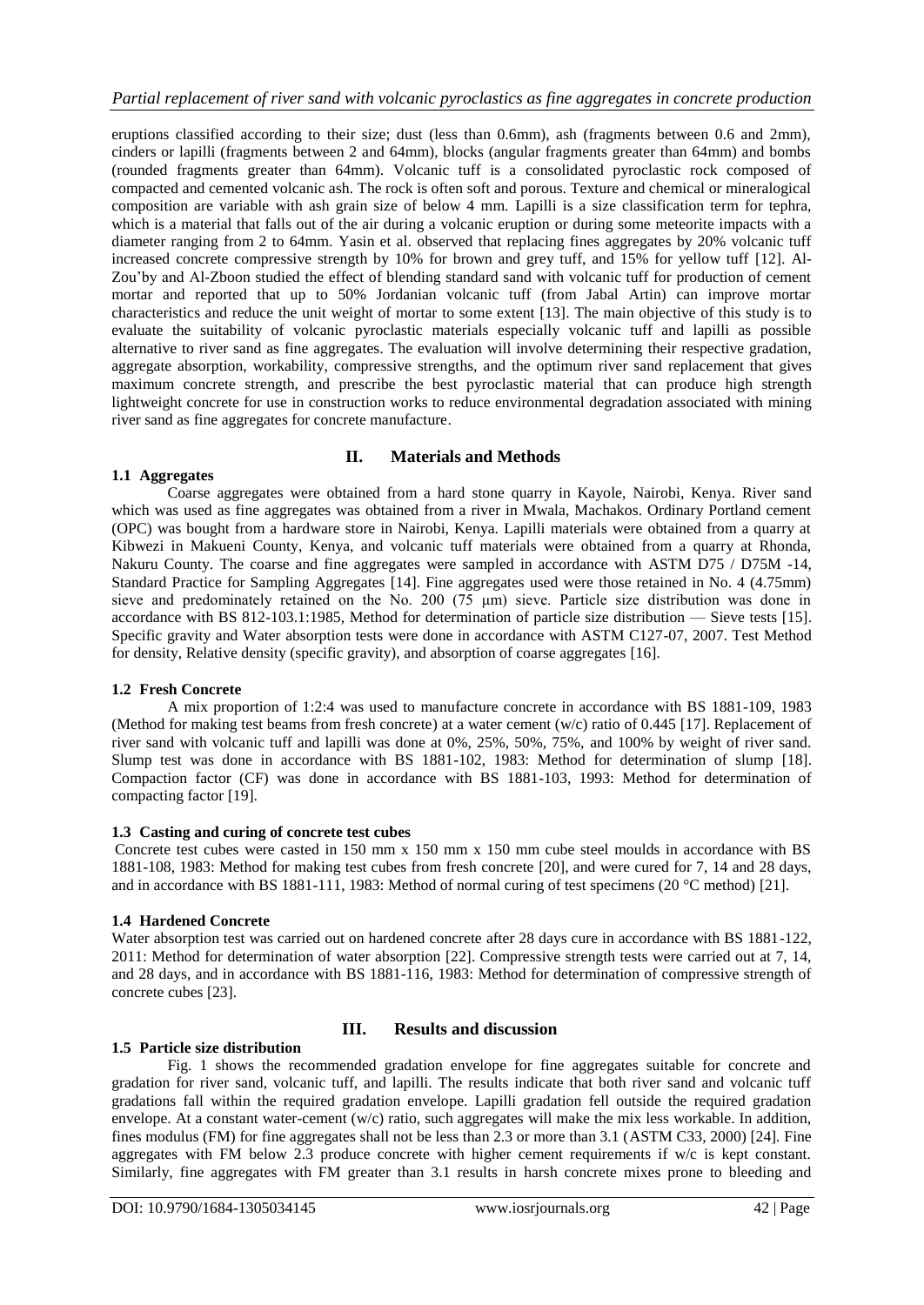eruptions classified according to their size; dust (less than 0.6mm), ash (fragments between 0.6 and 2mm), cinders or lapilli (fragments between 2 and 64mm), blocks (angular fragments greater than 64mm) and bombs (rounded fragments greater than 64mm). Volcanic tuff is a consolidated pyroclastic rock composed of compacted and cemented volcanic ash. The rock is often soft and porous. Texture and chemical or mineralogical composition are variable with ash grain size of below 4 mm. Lapilli is a size classification term for tephra, which is a material that falls out of the air during a volcanic eruption or during some meteorite impacts with a diameter ranging from 2 to 64mm. Yasin et al. observed that replacing fines aggregates by 20% volcanic tuff increased concrete compressive strength by 10% for brown and grey tuff, and 15% for yellow tuff [12]. Al-Zou'by and Al-Zboon studied the effect of blending standard sand with volcanic tuff for production of cement mortar and reported that up to 50% Jordanian volcanic tuff (from Jabal Artin) can improve mortar characteristics and reduce the unit weight of mortar to some extent [13]. The main objective of this study is to evaluate the suitability of volcanic pyroclastic materials especially volcanic tuff and lapilli as possible alternative to river sand as fine aggregates. The evaluation will involve determining their respective gradation, aggregate absorption, workability, compressive strengths, and the optimum river sand replacement that gives maximum concrete strength, and prescribe the best pyroclastic material that can produce high strength lightweight concrete for use in construction works to reduce environmental degradation associated with mining river sand as fine aggregates for concrete manufacture.

## II. Materials and Methods

### 1.1 Aggregates

Coarse aggregates were obtained from a hard stone quarry in Kayole, Nairobi, Kenya. River sand which was used as fine aggregates was obtained from a river in Mwala, Machakos. Ordinary Portland cement (OPC) was bought from a hardware store in Nairobi, Kenya. Lapilli materials were obtained from a quarry at Kibwezi in Makueni County, Kenya, and volcanic tuff materials were obtained from a quarry at Rhonda, Nakuru County. The coarse and fine aggregates were sampled in accordance with ASTM D75 / D75M -14, Standard Practice for Sampling Aggregates [14]. Fine aggregates used were those retained in No. 4 (4.75mm) sieve and predominately retained on the No. 200 (75 μm) sieve. Particle size distribution was done in accordance with BS 812-103.1:1985, Method for determination of particle size distribution — Sieve tests [15]. Specific gravity and Water absorption tests were done in accordance with ASTM C127-07, 2007. Test Method for density, Relative density (specific gravity), and absorption of coarse aggregates [16].

### 1.2 Fresh Concrete

A mix proportion of 1:2:4 was used to manufacture concrete in accordance with BS 1881-109, 1983 (Method for making test beams from fresh concrete) at a water cement (w/c) ratio of 0.445 [17]. Replacement of river sand with volcanic tuff and lapilli was done at 0%, 25%, 50%, 75%, and 100% by weight of river sand. Slump test was done in accordance with BS 1881-102, 1983: Method for determination of slump [18]. Compaction factor (CF) was done in accordance with BS 1881-103, 1993: Method for determination of compacting factor [19].

### 1.3 Casting and curing of concrete test cubes

Concrete test cubes were casted in 150 mm x 150 mm x 150 mm cube steel moulds in accordance with BS 1881-108, 1983: Method for making test cubes from fresh concrete [20], and were cured for 7, 14 and 28 days, and in accordance with BS 1881-111, 1983: Method of normal curing of test specimens (20 °C method) [21].

### 1.4 Hardened Concrete

Water absorption test was carried out on hardened concrete after 28 days cure in accordance with BS 1881-122, 2011: Method for determination of water absorption [22]. Compressive strength tests were carried out at 7, 14, and 28 days, and in accordance with BS 1881-116, 1983: Method for determination of compressive strength of concrete cubes [23].

## III. Results and discussion

### 1.5 Particle size distribution

Fig. 1 shows the recommended gradation envelope for fine aggregates suitable for concrete and gradation for river sand, volcanic tuff, and lapilli. The results indicate that both river sand and volcanic tuff gradations fall within the required gradation envelope. Lapilli gradation fell outside the required gradation envelope. At a constant water-cement (w/c) ratio, such aggregates will make the mix less workable. In addition, fines modulus (FM) for fine aggregates shall not be less than 2.3 or more than 3.1 (ASTM C33, 2000) [24]. Fine aggregates with FM below 2.3 produce concrete with higher cement requirements if w/c is kept constant. Similarly, fine aggregates with FM greater than 3.1 results in harsh concrete mixes prone to bleeding and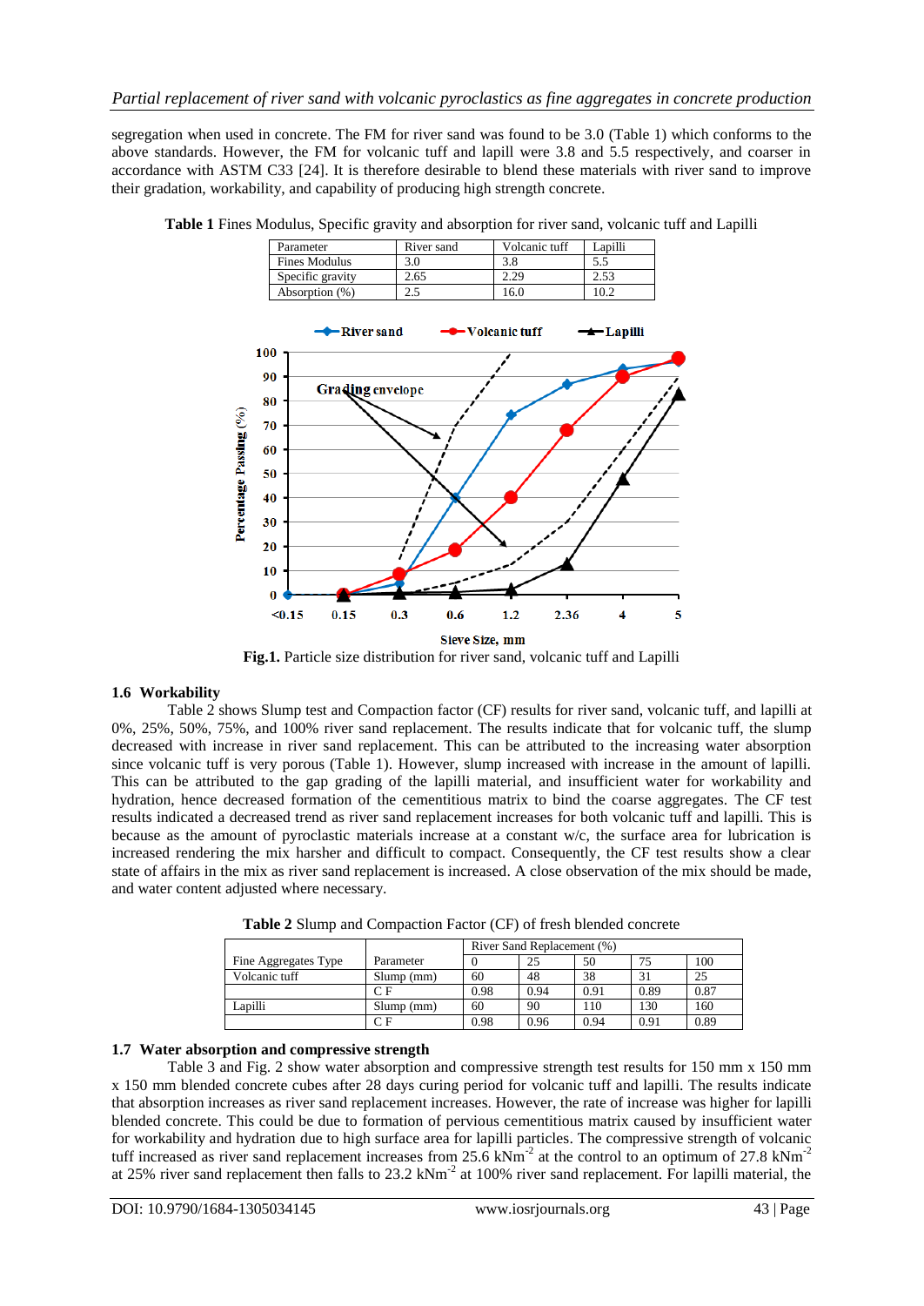segregation when used in concrete. The FM for river sand was found to be 3.0 (Table 1) which conforms to the above standards. However, the FM for volcanic tuff and lapill were 3.8 and 5.5 respectively, and coarser in accordance with ASTM C33 [24]. It is therefore desirable to blend these materials with river sand to improve their gradation, workability, and capability of producing high strength concrete.

**Table 1** Fines Modulus, Specific gravity and absorption for river sand, volcanic tuff and Lapilli

| Parameter | River sand | Volcanic tuff | Lapilli |
|---|---|---|---|
| Fines Modulus | 3.0 | 3.8 | 5.5 |
| Specific gravity | 2.65 | 2.29 | 2.53 |
| Absorption (%) | 2.5 | 16.0 | 10.2 |

**Fig.1.** Particle size distribution for river sand, volcanic tuff and Lapilli

### 1.6 Workability

Table 2 shows Slump test and Compaction factor (CF) results for river sand, volcanic tuff, and lapilli at 0%, 25%, 50%, 75%, and 100% river sand replacement. The results indicate that for volcanic tuff, the slump decreased with increase in river sand replacement. This can be attributed to the increasing water absorption since volcanic tuff is very porous (Table 1). However, slump increased with increase in the amount of lapilli. This can be attributed to the gap grading of the lapilli material, and insufficient water for workability and hydration, hence decreased formation of the cementitious matrix to bind the coarse aggregates. The CF test results indicated a decreased trend as river sand replacement increases for both volcanic tuff and lapilli. This is because as the amount of pyroclastic materials increase at a constant w/c, the surface area for lubrication is increased rendering the mix harsher and difficult to compact. Consequently, the CF test results show a clear state of affairs in the mix as river sand replacement is increased. A close observation of the mix should be made, and water content adjusted where necessary.

**Table 2** Slump and Compaction Factor (CF) of fresh blended concrete

| Fine Aggregates Type | Parameter | River Sand Replacement (%) | | | | |
|---|---|---|---|---|---|---|
| | | 0 | 25 | 50 | 75 | 100 |
| Volcanic tuff | Slump (mm) | 60 | 48 | 38 | 31 | 25 |
| | C F | 0.98 | 0.94 | 0.91 | 0.89 | 0.87 |
| Lapilli | Slump (mm) | 60 | 90 | 110 | 130 | 160 |
| | C F | 0.98 | 0.96 | 0.94 | 0.91 | 0.89 |

### 1.7 Water absorption and compressive strength

Table 3 and Fig. 2 show water absorption and compressive strength test results for 150 mm x 150 mm x 150 mm blended concrete cubes after 28 days curing period for volcanic tuff and lapilli. The results indicate that absorption increases as river sand replacement increases. However, the rate of increase was higher for lapilli blended concrete. This could be due to formation of pervious cementitious matrix caused by insufficient water for workability and hydration due to high surface area for lapilli particles. The compressive strength of volcanic tuff increased as river sand replacement increases from 25.6 $kNm^{-2}$ at the control to an optimum of 27.8 $kNm^{-2}$ at 25% river sand replacement then falls to 23.2 $kNm^{-2}$ at 100% river sand replacement. For lapilli material, the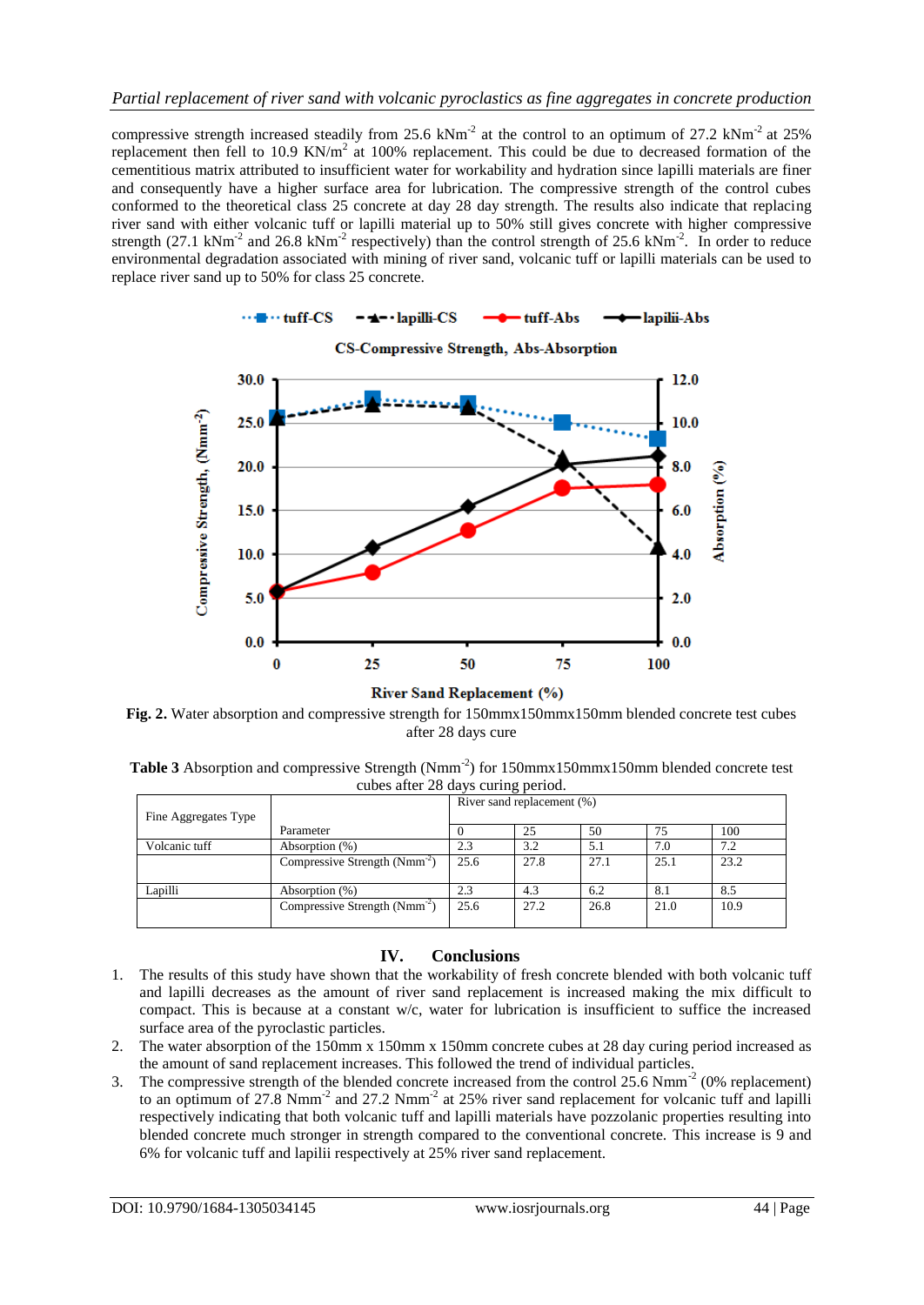compressive strength increased steadily from 25.6 $kNm^{-2}$ at the control to an optimum of 27.2 $kNm^{-2}$ at 25% replacement then fell to 10.9 $KN/m^2$ at 100% replacement. This could be due to decreased formation of the cementitious matrix attributed to insufficient water for workability and hydration since lapilli materials are finer and consequently have a higher surface area for lubrication. The compressive strength of the control cubes conformed to the theoretical class 25 concrete at day 28 day strength. The results also indicate that replacing river sand with either volcanic tuff or lapilli material up to 50% still gives concrete with higher compressive strength (27.1 $kNm^{-2}$ and 26.8 $kNm^{-2}$ respectively) than the control strength of 25.6 $kNm^{-2}$. In order to reduce environmental degradation associated with mining of river sand, volcanic tuff or lapilli materials can be used to replace river sand up to 50% for class 25 concrete.

**Fig. 2.** Water absorption and compressive strength for 150mmx150mmx150mm blended concrete test cubes after 28 days cure

**Table 3** Absorption and compressive Strength ($Nmm^{-2}$) for 150mmx150mmx150mm blended concrete test cubes after 28 days curing period.

| Fine Aggregates Type | Parameter | River sand replacement (%) | | | | |
|---|---|---|---|---|---|---|
| | | 0 | 25 | 50 | 75 | 100 |
| Volcanic tuff | Absorption (%) | 2.3 | 3.2 | 5.1 | 7.0 | 7.2 |
| | Compressive Strength ($Nmm^{-2}$) | 25.6 | 27.8 | 27.1 | 25.1 | 23.2 |
| Lapilli | Absorption (%) | 2.3 | 4.3 | 6.2 | 8.1 | 8.5 |
| | Compressive Strength ($Nmm^{-2}$) | 25.6 | 27.2 | 26.8 | 21.0 | 10.9 |

## IV. Conclusions

1. The results of this study have shown that the workability of fresh concrete blended with both volcanic tuff and lapilli decreases as the amount of river sand replacement is increased making the mix difficult to compact. This is because at a constant w/c, water for lubrication is insufficient to suffice the increased surface area of the pyroclastic particles.
2. The water absorption of the 150mm x 150mm x 150mm concrete cubes at 28 day curing period increased as the amount of sand replacement increases. This followed the trend of individual particles.
3. The compressive strength of the blended concrete increased from the control 25.6 $Nmm^{-2}$ (0% replacement) to an optimum of 27.8 $Nmm^{-2}$ and 27.2 $Nmm^{-2}$ at 25% river sand replacement for volcanic tuff and lapilli respectively indicating that both volcanic tuff and lapilli materials have pozzolanic properties resulting into blended concrete much stronger in strength compared to the conventional concrete. This increase is 9 and 6% for volcanic tuff and lapilii respectively at 25% river sand replacement.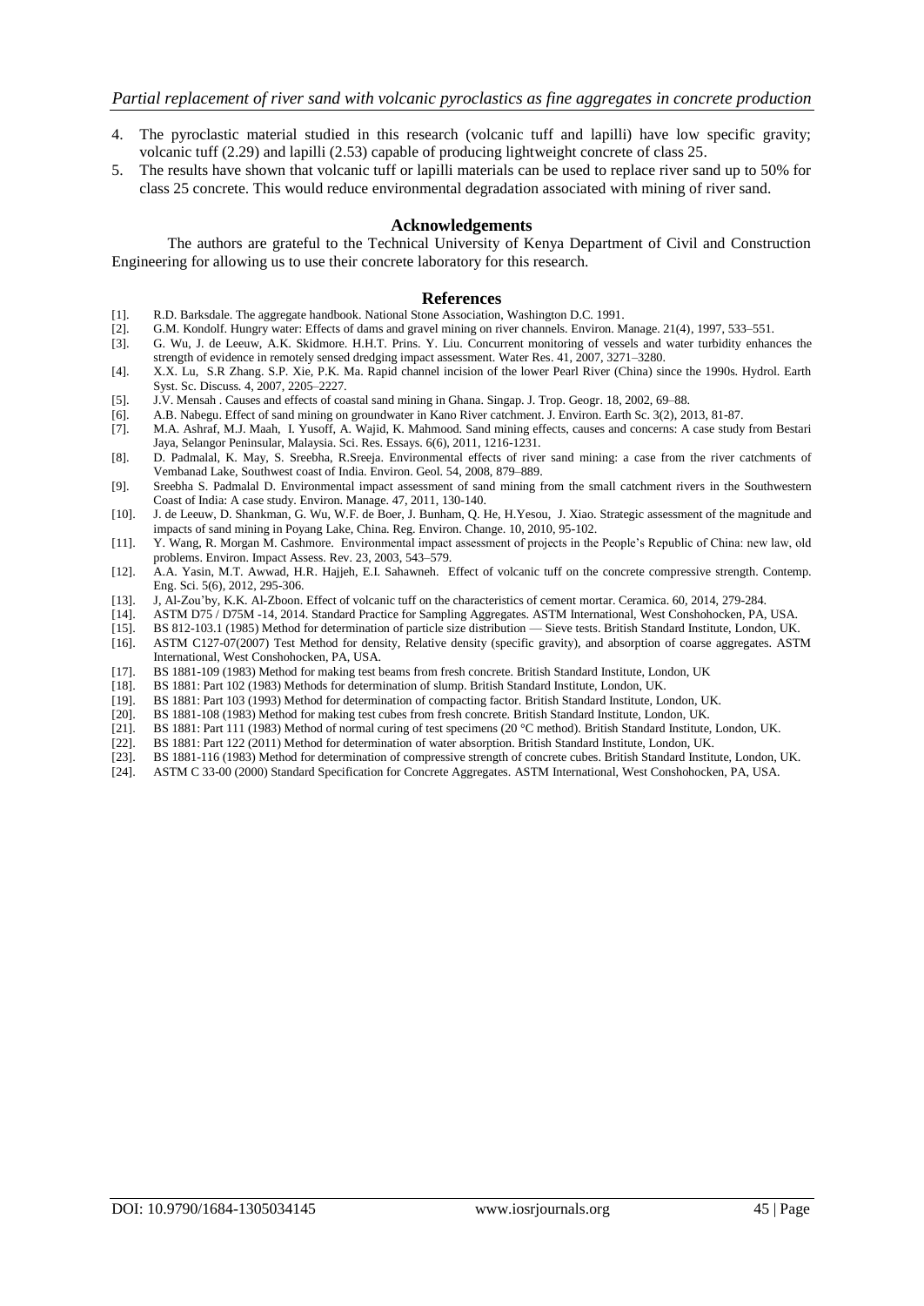4. The pyroclastic material studied in this research (volcanic tuff and lapilli) have low specific gravity; volcanic tuff (2.29) and lapilli (2.53) capable of producing lightweight concrete of class 25.
5. The results have shown that volcanic tuff or lapilli materials can be used to replace river sand up to 50% for class 25 concrete. This would reduce environmental degradation associated with mining of river sand.

## Acknowledgements

The authors are grateful to the Technical University of Kenya Department of Civil and Construction Engineering for allowing us to use their concrete laboratory for this research.

## References

[1]. R.D. Barksdale. The aggregate handbook. National Stone Association, Washington D.C. 1991.

[2]. G.M. Kondolf. Hungry water: Effects of dams and gravel mining on river channels. Environ. Manage. 21(4), 1997, 533–551.

[3]. G. Wu, J. de Leeuw, A.K. Skidmore. H.H.T. Prins. Y. Liu. Concurrent monitoring of vessels and water turbidity enhances the strength of evidence in remotely sensed dredging impact assessment. Water Res. 41, 2007, 3271–3280.

[4]. X.X. Lu, S.R Zhang. S.P. Xie, P.K. Ma. Rapid channel incision of the lower Pearl River (China) since the 1990s. Hydrol. Earth Syst. Sc. Discuss. 4, 2007, 2205–2227.

[5]. J.V. Mensah . Causes and effects of coastal sand mining in Ghana. Singap. J. Trop. Geogr. 18, 2002, 69–88.

[6]. A.B. Nabegu. Effect of sand mining on groundwater in Kano River catchment. J. Environ. Earth Sc. 3(2), 2013, 81-87.

[7]. M.A. Ashraf, M.J. Maah, I. Yusoff, A. Wajid, K. Mahmood. Sand mining effects, causes and concerns: A case study from Bestari Jaya, Selangor Peninsular, Malaysia. Sci. Res. Essays. 6(6), 2011, 1216-1231.

[8]. D. Padmalal, K. May, S. Sreebha, R.Sreeja. Environmental effects of river sand mining: a case from the river catchments of Vembanad Lake, Southwest coast of India. Environ. Geol. 54, 2008, 879–889.

[9]. Sreebha S. Padmalal D. Environmental impact assessment of sand mining from the small catchment rivers in the Southwestern Coast of India: A case study. Environ. Manage. 47, 2011, 130-140.

[10]. J. de Leeuw, D. Shankman, G. Wu, W.F. de Boer, J. Bunham, Q. He, H.Yesou, J. Xiao. Strategic assessment of the magnitude and impacts of sand mining in Poyang Lake, China. Reg. Environ. Change. 10, 2010, 95-102.

[11]. Y. Wang, R. Morgan M. Cashmore. Environmental impact assessment of projects in the People's Republic of China: new law, old problems. Environ. Impact Assess. Rev. 23, 2003, 543–579.

[12]. A.A. Yasin, M.T. Awwad, H.R. Hajjeh, E.I. Sahawneh. Effect of volcanic tuff on the concrete compressive strength. Contemp. Eng. Sci. 5(6), 2012, 295-306.

[13]. J, Al-Zou'by, K.K. Al-Zboon. Effect of volcanic tuff on the characteristics of cement mortar. Ceramica. 60, 2014, 279-284.

[14]. ASTM D75 / D75M -14, 2014. Standard Practice for Sampling Aggregates. ASTM International, West Conshohocken, PA, USA.

[15]. BS 812-103.1 (1985) Method for determination of particle size distribution — Sieve tests. British Standard Institute, London, UK.

[16]. ASTM C127-07(2007) Test Method for density, Relative density (specific gravity), and absorption of coarse aggregates. ASTM International, West Conshohocken, PA, USA.

[17]. BS 1881-109 (1983) Method for making test beams from fresh concrete. British Standard Institute, London, UK

[18]. BS 1881: Part 102 (1983) Methods for determination of slump. British Standard Institute, London, UK.

[19]. BS 1881: Part 103 (1993) Method for determination of compacting factor. British Standard Institute, London, UK.

[20]. BS 1881-108 (1983) Method for making test cubes from fresh concrete. British Standard Institute, London, UK.

[21]. BS 1881: Part 111 (1983) Method of normal curing of test specimens (20 °C method). British Standard Institute, London, UK.

[22]. BS 1881: Part 122 (2011) Method for determination of water absorption. British Standard Institute, London, UK.

[23]. BS 1881-116 (1983) Method for determination of compressive strength of concrete cubes. British Standard Institute, London, UK.

[24]. ASTM C 33-00 (2000) Standard Specification for Concrete Aggregates. ASTM International, West Conshohocken, PA, USA.